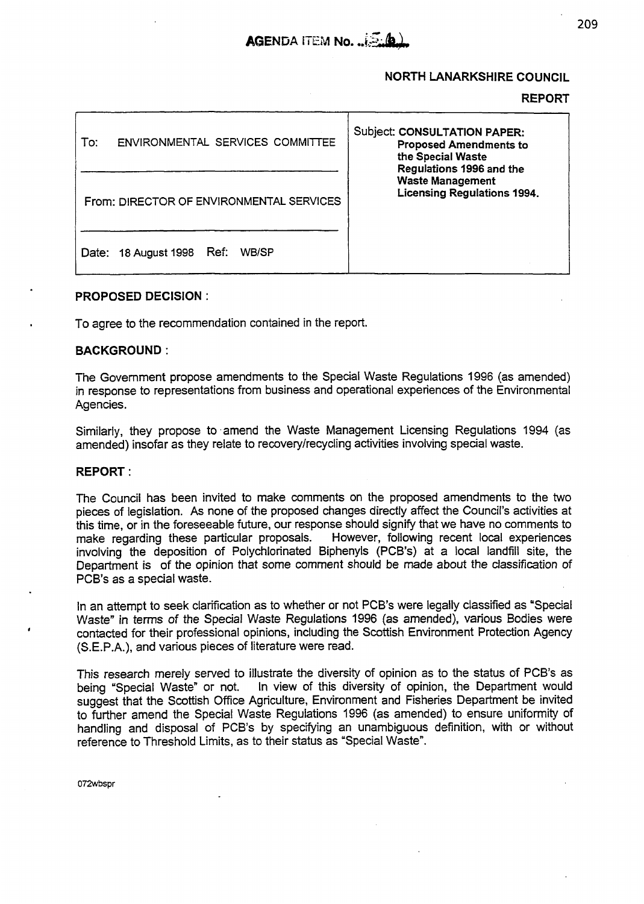**AGENDA ITEM No. 15(b)**

**NORTH LANARKSHIRE COUNCIL**

**REPORT**

| To: ENVIRONMENTAL SERVICES COMMITTEE | Subject: **CONSULTATION PAPER: Proposed Amendments to the Special Waste Regulations 1996 and the Waste Management Licensing Regulations 1994.** |
|---|---|
| From: DIRECTOR OF ENVIRONMENTAL SERVICES | |
| Date: 18 August 1998 Ref: WB/SP | |

**PROPOSED DECISION :**

To agree to the recommendation contained in the report.

**BACKGROUND :**

The Government propose amendments to the Special Waste Regulations 1996 (as amended) in response to representations from business and operational experiences of the Environmental Agencies.

Similarly, they propose to amend the Waste Management Licensing Regulations 1994 (as amended) insofar as they relate to recovery/recycling activities involving special waste.

**REPORT :**

The Council has been invited to make comments on the proposed amendments to the two pieces of legislation. As none of the proposed changes directly affect the Council's activities at this time, or in the foreseeable future, our response should signify that we have no comments to make regarding these particular proposals. However, following recent local experiences involving the deposition of Polychlorinated Biphenyls (PCB's) at a local landfill site, the Department is of the opinion that some comment should be made about the classification of PCB's as a special waste.

In an attempt to seek clarification as to whether or not PCB's were legally classified as "Special Waste" in terms of the Special Waste Regulations 1996 (as amended), various Bodies were contacted for their professional opinions, including the Scottish Environment Protection Agency (S.E.P.A.), and various pieces of literature were read.

This research merely served to illustrate the diversity of opinion as to the status of PCB's as being "Special Waste" or not. In view of this diversity of opinion, the Department would suggest that the Scottish Office Agriculture, Environment and Fisheries Department be invited to further amend the Special Waste Regulations 1996 (as amended) to ensure uniformity of handling and disposal of PCB's by specifying an unambiguous definition, with or without reference to Threshold Limits, as to their status as "Special Waste".

072wbspr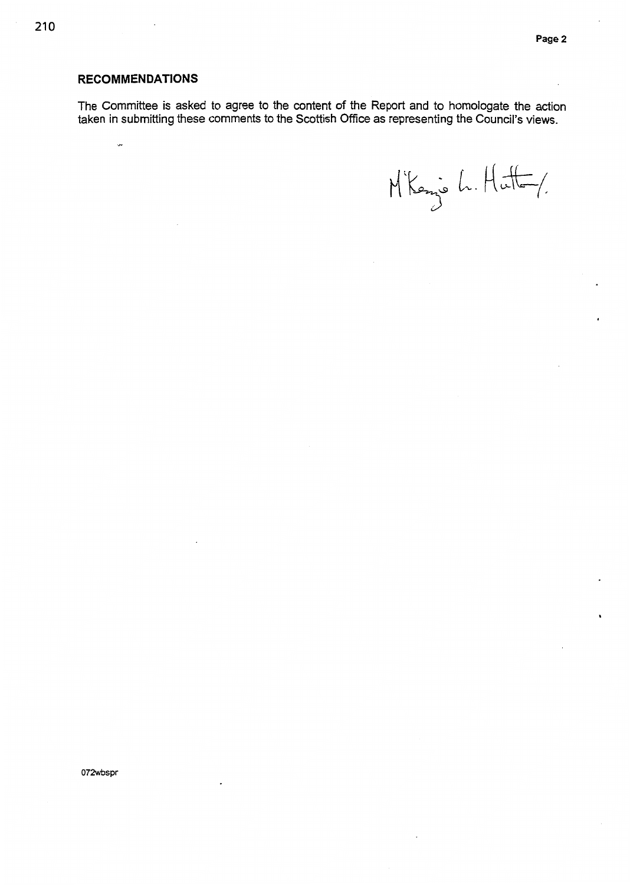## RECOMMENDATIONS

The Committee is asked to agree to the content of the Report and to homologate the action taken in submitting these comments to the Scottish Office as representing the Council's views.

M'Kenzie L. Hutton.

072wbspr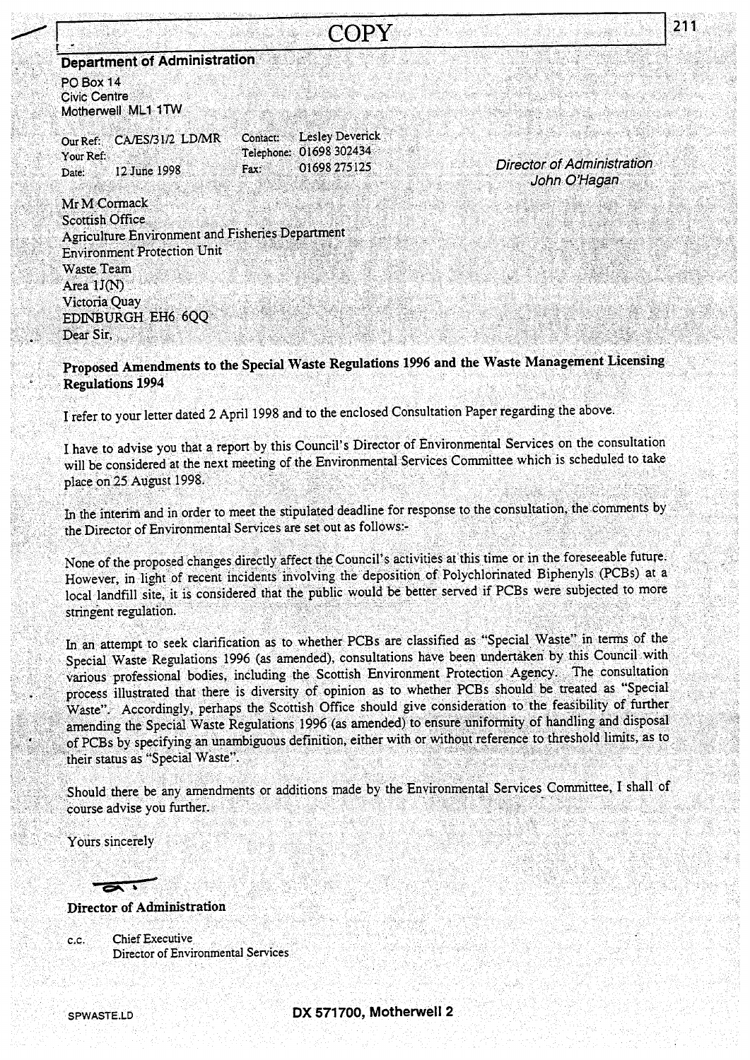COPY

**Department of Administration**

PO Box 14
Civic Centre
Motherwell ML1 1TW

Our Ref: CA/ES/31/2 LD/MR
Your Ref:
Date: 12 June 1998

Contact: Lesley Deverick
Telephone: 01698 302434
Fax: 01698 275125

*Director of Administration*
*John O'Hagan*

Mr M Cormack
Scottish Office
Agriculture Environment and Fisheries Department
Environment Protection Unit
Waste Team
Area 1J(N)
Victoria Quay
EDINBURGH EH6 6QQ

Dear Sir,

**Proposed Amendments to the Special Waste Regulations 1996 and the Waste Management Licensing Regulations 1994**

I refer to your letter dated 2 April 1998 and to the enclosed Consultation Paper regarding the above.

I have to advise you that a report by this Council's Director of Environmental Services on the consultation will be considered at the next meeting of the Environmental Services Committee which is scheduled to take place on 25 August 1998.

In the interim and in order to meet the stipulated deadline for response to the consultation, the comments by the Director of Environmental Services are set out as follows:-

None of the proposed changes directly affect the Council's activities at this time or in the foreseeable future. However, in light of recent incidents involving the deposition of Polychlorinated Biphenyls (PCBs) at a local landfill site, it is considered that the public would be better served if PCBs were subjected to more stringent regulation.

In an attempt to seek clarification as to whether PCBs are classified as "Special Waste" in terms of the Special Waste Regulations 1996 (as amended), consultations have been undertaken by this Council with various professional bodies, including the Scottish Environment Protection Agency. The consultation process illustrated that there is diversity of opinion as to whether PCBs should be treated as "Special Waste". Accordingly, perhaps the Scottish Office should give consideration to the feasibility of further amending the Special Waste Regulations 1996 (as amended) to ensure uniformity of handling and disposal of PCBs by specifying an unambiguous definition, either with or without reference to threshold limits, as to their status as "Special Waste".

Should there be any amendments or additions made by the Environmental Services Committee, I shall of course advise you further.

Yours sincerely

**Director of Administration**

c.c. Chief Executive
Director of Environmental Services

SPWASTE.LD

**DX 571700, Motherwell 2**